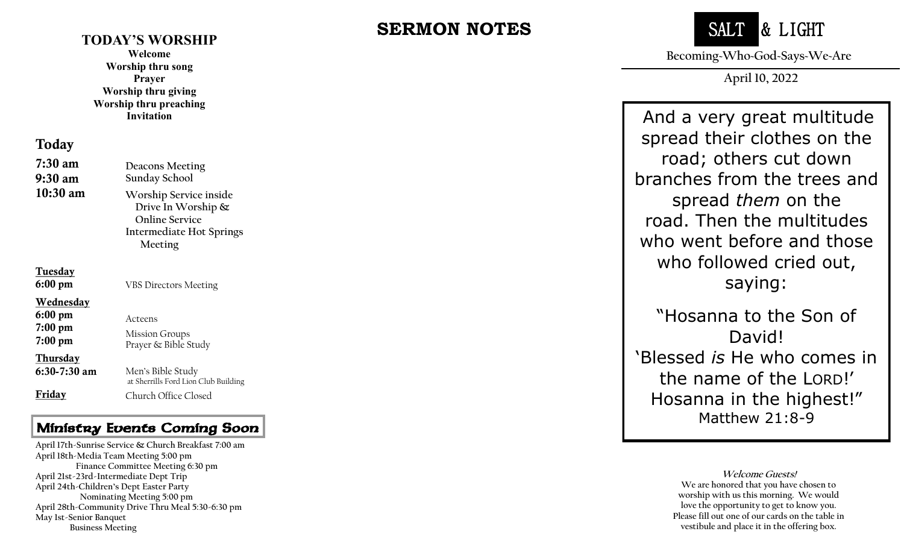## TODAY'S WORSHIP

**Welcome**
**Worship thru song**
**Prayer**
**Worship thru giving**
**Worship thru preaching**
**Invitation**

### Today

**7:30 am** Deacons Meeting
**9:30 am** Sunday School
**10:30 am** Worship Service inside
Drive In Worship &
Online Service
Intermediate Hot Springs
Meeting

**Tuesday**
**6:00 pm** VBS Directors Meeting

**Wednesday**
**6:00 pm** Acteens
**7:00 pm** Mission Groups
**7:00 pm** Prayer & Bible Study

**Thursday**
**6:30-7:30 am** Men's Bible Study
at Sherrills Ford Lion Club Building

**Friday** Church Office Closed

### Ministry Events Coming Soon

April 17th-Sunrise Service & Church Breakfast 7:00 am
April 18th-Media Team Meeting 5:00 pm
Finance Committee Meeting 6:30 pm
April 21st-23rd-Intermediate Dept Trip
April 24th-Children's Dept Easter Party
Nominating Meeting 5:00 pm
April 28th-Community Drive Thru Meal 5:30-6:30 pm
May 1st-Senior Banquet
Business Meeting

## SERMON NOTES

# SALT & LIGHT

Becoming-Who-God-Says-We-Are

April 10, 2022

And a very great multitude spread their clothes on the road; others cut down branches from the trees and spread *them* on the road. Then the multitudes who went before and those who followed cried out, saying:

"Hosanna to the Son of David!
'Blessed *is* He who comes in the name of the LORD!'
Hosanna in the highest!"
Matthew 21:8-9

**Welcome Guests!**
We are honored that you have chosen to worship with us this morning. We would love the opportunity to get to know you. Please fill out one of our cards on the table in vestibule and place it in the offering box.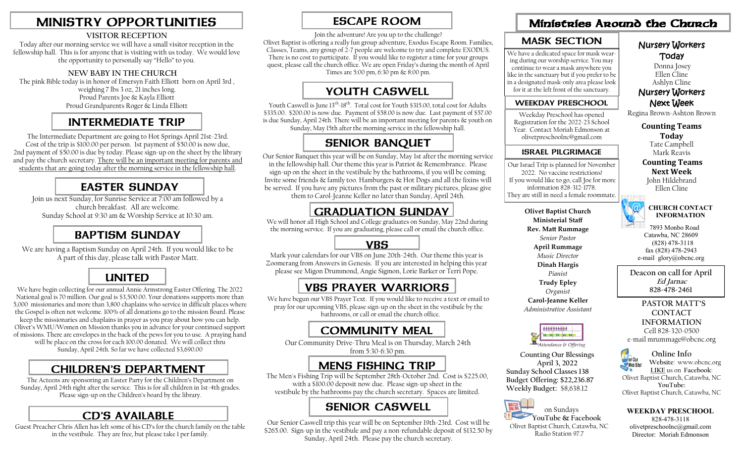# MINISTRY OPPORTUNITIES

### VISITOR RECEPTION

Today after our morning service we will have a small visitor reception in the fellowship hall. This is for anyone that is visiting with us today. We would love the opportunity to personally say "Hello" to you.

### NEW BABY IN THE CHURCH

The pink Bible today is in honor of Emersyn Faith Elliott born on April 3rd , weighing 7 lbs 3 oz, 21 inches long.
Proud Parents Joe & Kayla Elliott
Proud Grandparents Roger & Linda Elliott

## INTERMEDIATE TRIP

The Intermediate Department are going to Hot Springs April 21st-23rd. Cost of the trip is $100.00 per person. 1st payment of $50.00 is now due, 2nd payment of $50.00 is due by today. Please sign-up on the sheet by the library and pay the church secretary. There will be an important meeting for parents and students that are going today after the morning service in the fellowship hall.

## EASTER SUNDAY

Join us next Sunday, for Sunrise Service at 7:00 am followed by a church breakfast. All are welcome.
Sunday School at 9:30 am & Worship Service at 10:30 am.

## BAPTISM SUNDAY

We are having a Baptism Sunday on April 24th. If you would like to be A part of this day, please talk with Pastor Matt.

## UNITED

We have begin collecting for our annual Annie Armstrong Easter Offering. The 2022 National goal is 70 million. Our goal is $3,500.00. Your donations supports more than 5,000 missionaries and more than 3,800 chaplains who service in difficult places where the Gospel is often not welcome. 100% of all donations go to the mission Board. Please keep the missionaries and chaplains in prayer as you pray about how you can help. Olivet's WMU/Women on Mission thanks you in advance for your continued support of missions. There are envelopes in the back of the pews for you to use. A praying hand will be place on the cross for each 100.00 donated. We will collect thru Sunday, April 24th. So far we have collected $3,690.00

## CHILDREN'S DEPARTMENT

The Acteens are sponsoring an Easter Party for the Children's Department on Sunday, April 24th right after the service. This is for all children in 1st-4th grades. Please sign-up on the Children's board by the library.

## CD'S AVAILABLE

Guest Preacher Chris Allen has left some of his CD's for the church family on the table in the vestibule. They are free, but please take 1 per family.

## ESCAPE ROOM

Join the adventure! Are you up to the challenge?
Olivet Baptist is offering a really fun group adventure, Exodus Escape Room. Families, Classes, Teams, any group of 2-7 people are welcome to try and complete EXODUS. There is no cost to participate. If you would like to register a time for your groups quest, please call the church office. We are open Friday's during the month of April Times are 5:00 pm, 6:30 pm & 8:00 pm.

## YOUTH CASWELL

Youth Caswell is June 13th-18th. Total cost for Youth $315.00, total cost for Adults $335.00. $200.00 is now due. Payment of $58.00 is now due. Last payment of $57.00 is due Sunday, April 24th. There will be an important meeting for parents & youth on Sunday, May 15th after the morning service in the fellowship hall.

## SENIOR BANQUET

Our Senior Banquet this year will be on Sunday, May 1st after the morning service in the fellowship hall. Our theme this year is Patriot & Remembrance. Please sign-up on the sheet in the vestibule by the bathrooms, if you will be coming. Invite some friends & family too. Hamburgers & Hot Dogs and all the fixins will be served. If you have any pictures from the past or military pictures, please give them to Carol-Jeanne Keller no later than Sunday, April 24th.

## GRADUATION SUNDAY

We will honor all High School and College graduates on Sunday, May 22nd during the morning service. If you are graduating, please call or email the church office.

## VBS

Mark your calendars for our VBS on June 20th-24th. Our theme this year is Zoomerang from Answers in Genesis. If you are interested in helping this year please see Migon Drummond, Angie Sigmon, Lorie Barker or Terri Pope.

## VBS PRAYER WARRIORS

We have begun our VBS Prayer Text. If you would like to receive a text or email to pray for our upcoming VBS, please sign-up on the sheet in the vestibule by the bathrooms, or call or email the church office.

## COMMUNITY MEAL

Our Community Drive-Thru Meal is on Thursday, March 24th from 5:30-6:30 pm.

## MENS FISHING TRIP

The Men's Fishing Trip will be September 28th-October 2nd. Cost is $225.00, with a $100.00 deposit now due. Please sign-up sheet in the vestibule by the bathrooms pay the church secretary. Spaces are limited.

## SENIOR CASWELL

Our Senior Caswell trip this year will be on September 19th-23rd. Cost will be $265.00. Sign-up in the vestibule and pay a non-refundable deposit of $132.50 by Sunday, April 24th. Please pay the church secretary.

# Ministries Around the Church

## MASK SECTION

We have a dedicated space for mask wearing during our worship service. You may continue to wear a mask anywhere you like in the sanctuary but if you prefer to be in a designated mask-only area please look for it at the left front of the sanctuary.

## WEEKDAY PRESCHOOL

Weekday Preschool has opened Registration for the 2022-23 School Year. Contact Moriah Edmonson at olivetpreschoolnc@gmail.com

## ISRAEL PILGRIMAGE

Our Israel Trip is planned for November 2022. No vaccine restrictions! If you would like to go, call Joe for more information 828-312-1778. They are still in need a female roommate.

**Olivet Baptist Church**
**Ministerial Staff**
**Rev. Matt Rummage**
*Senior Pastor*
**April Rummage**
*Music Director*
**Dinah Hargis**
*Pianist*
**Trudy Epley**
*Organist*
**Carol-Jeanne Keller**
*Administrative Assistant*

*Attendance & Offering*

**Counting Our Blessings**
**April 3, 2022**
**Sunday School Classes 138**
**Budget Offering: $22,236.87**
**Weekly Budget:** $8,638.12

on Sundays
**YouTube & Facebook**
Olivet Baptist Church, Catawba, NC
Radio Station 97.7

### Nursery Workers Today

Donna Josey
Ellen Cline
Ashlyn Cline

### Nursery Workers Next Week

Regina Brown-Ashton Brown

### Counting Teams Today

Tate Campbell
Mark Reavis

### Counting Teams Next Week

John Hildebrand
Ellen Cline

### CHURCH CONTACT INFORMATION

7893 Monbo Road
Catawba, NC 28609
(828) 478-3118
fax (828) 478-2943
e-mail glory@obcnc.org

**Deacon on call for April**
***Ed Jarnac***
**828-478-2461**

### PASTOR MATT'S CONTACT INFORMATION

Cell 828-320-0500
e-mail mrummage@obcnc.org

### Online Info

**Website**: www.obcnc.org
LIKE us on **Facebook**:
Olivet Baptist Church, Catawba, NC
**YouTube:**
Olivet Baptist Church, Catawba, NC

### WEEKDAY PRESCHOOL

828-478-3118
olivetpreschoolnc@gmail.com
Director: Moriah Edmonson